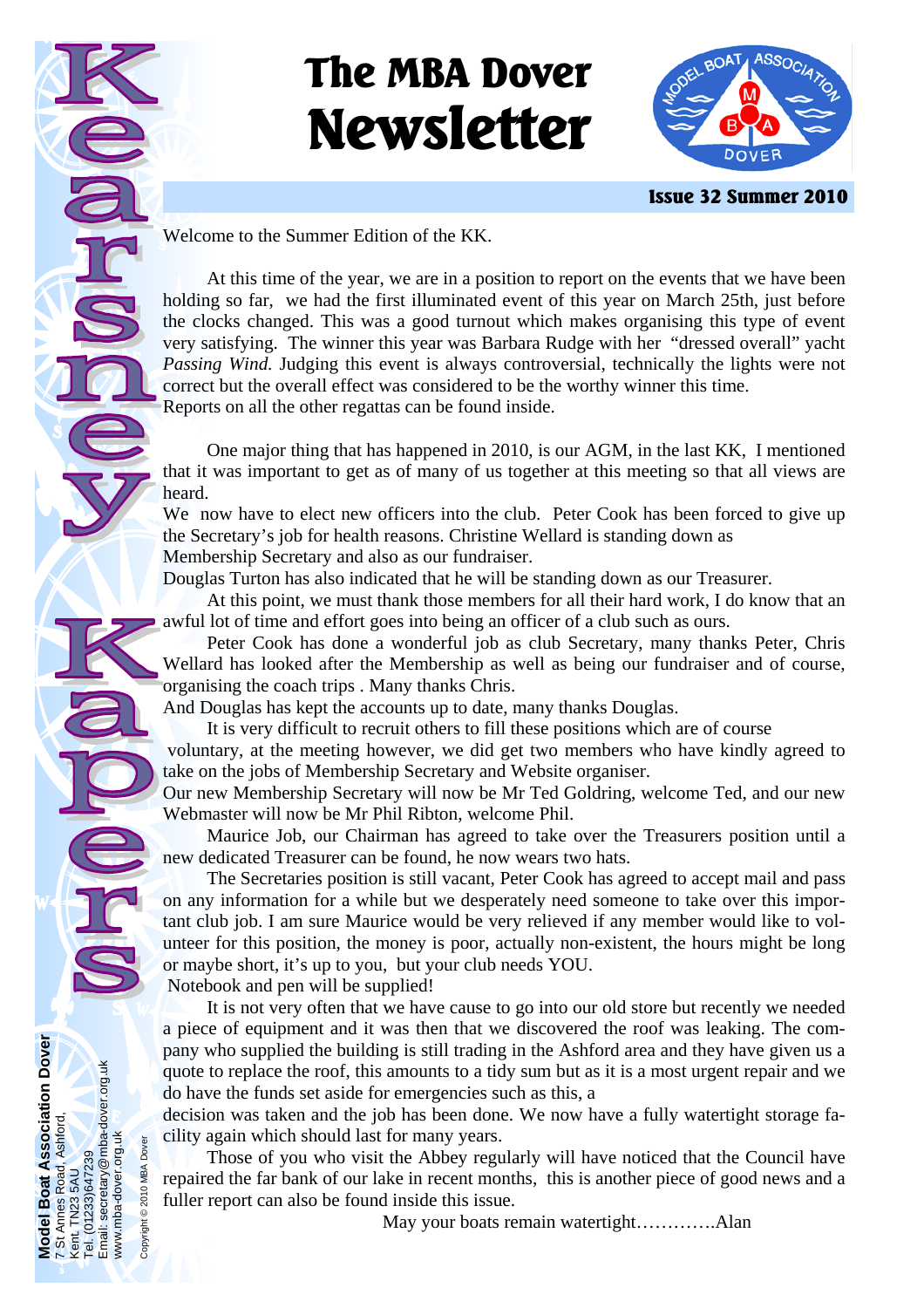# The MBA Dover Newsletter

**Kearsney Kapers**

**Issue 32 Summer 2010**

Welcome to the Summer Edition of the KK.

At this time of the year, we are in a position to report on the events that we have been holding so far, we had the first illuminated event of this year on March 25th, just before the clocks changed. This was a good turnout which makes organising this type of event very satisfying. The winner this year was Barbara Rudge with her "dressed overall" yacht *Passing Wind.* Judging this event is always controversial, technically the lights were not correct but the overall effect was considered to be the worthy winner this time.
Reports on all the other regattas can be found inside.

One major thing that has happened in 2010, is our AGM, in the last KK, I mentioned that it was important to get as of many of us together at this meeting so that all views are heard.
We now have to elect new officers into the club. Peter Cook has been forced to give up the Secretary's job for health reasons. Christine Wellard is standing down as Membership Secretary and also as our fundraiser.
Douglas Turton has also indicated that he will be standing down as our Treasurer.

At this point, we must thank those members for all their hard work, I do know that an awful lot of time and effort goes into being an officer of a club such as ours.

Peter Cook has done a wonderful job as club Secretary, many thanks Peter, Chris Wellard has looked after the Membership as well as being our fundraiser and of course, organising the coach trips . Many thanks Chris.
And Douglas has kept the accounts up to date, many thanks Douglas.

It is very difficult to recruit others to fill these positions which are of course voluntary, at the meeting however, we did get two members who have kindly agreed to take on the jobs of Membership Secretary and Website organiser.
Our new Membership Secretary will now be Mr Ted Goldring, welcome Ted, and our new Webmaster will now be Mr Phil Ribton, welcome Phil.

Maurice Job, our Chairman has agreed to take over the Treasurers position until a new dedicated Treasurer can be found, he now wears two hats.

The Secretaries position is still vacant, Peter Cook has agreed to accept mail and pass on any information for a while but we desperately need someone to take over this important club job. I am sure Maurice would be very relieved if any member would like to volunteer for this position, the money is poor, actually non-existent, the hours might be long or maybe short, it's up to you, but your club needs YOU.
Notebook and pen will be supplied!

It is not very often that we have cause to go into our old store but recently we needed a piece of equipment and it was then that we discovered the roof was leaking. The company who supplied the building is still trading in the Ashford area and they have given us a quote to replace the roof, this amounts to a tidy sum but as it is a most urgent repair and we do have the funds set aside for emergencies such as this, a decision was taken and the job has been done. We now have a fully watertight storage facility again which should last for many years.

Those of you who visit the Abbey regularly will have noticed that the Council have repaired the far bank of our lake in recent months, this is another piece of good news and a fuller report can also be found inside this issue.

May your boats remain watertight………….Alan

**Model Boat Association Dover**
7 St Annes Road, Ashford,
Kent TN23 5AU
Tel. (01233)647239
Email: secretary@mba-dover.org.uk
www.mba-dover.org.uk

Copyright © 2010 MBA Dover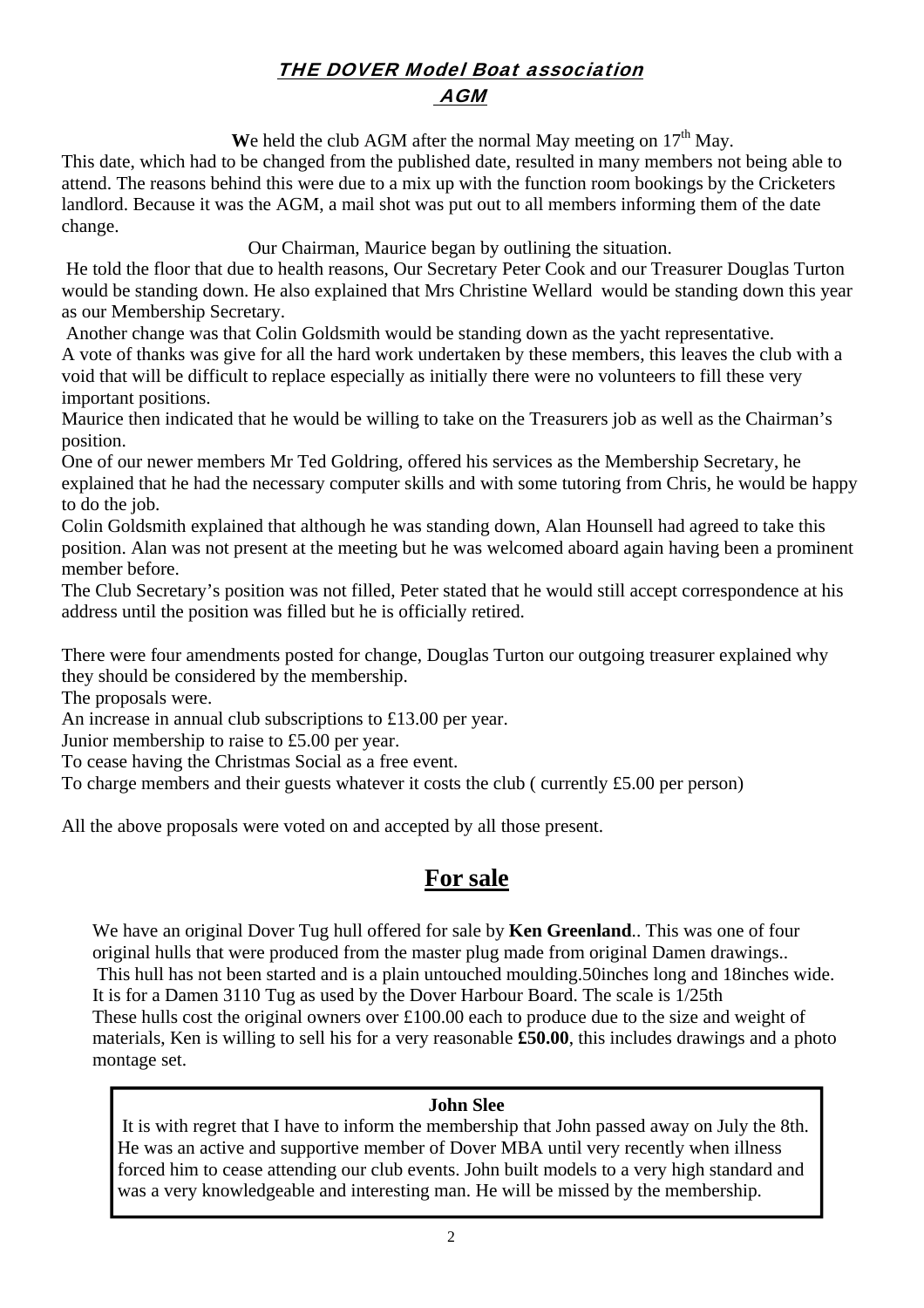## ***THE DOVER Model Boat association***
## ***AGM***

**W**e held the club AGM after the normal May meeting on 17th May.

This date, which had to be changed from the published date, resulted in many members not being able to attend. The reasons behind this were due to a mix up with the function room bookings by the Cricketers landlord. Because it was the AGM, a mail shot was put out to all members informing them of the date change.

Our Chairman, Maurice began by outlining the situation.

He told the floor that due to health reasons, Our Secretary Peter Cook and our Treasurer Douglas Turton would be standing down. He also explained that Mrs Christine Wellard would be standing down this year as our Membership Secretary.

Another change was that Colin Goldsmith would be standing down as the yacht representative.

A vote of thanks was give for all the hard work undertaken by these members, this leaves the club with a void that will be difficult to replace especially as initially there were no volunteers to fill these very important positions.

Maurice then indicated that he would be willing to take on the Treasurers job as well as the Chairman's position.

One of our newer members Mr Ted Goldring, offered his services as the Membership Secretary, he explained that he had the necessary computer skills and with some tutoring from Chris, he would be happy to do the job.

Colin Goldsmith explained that although he was standing down, Alan Hounsell had agreed to take this position. Alan was not present at the meeting but he was welcomed aboard again having been a prominent member before.

The Club Secretary's position was not filled, Peter stated that he would still accept correspondence at his address until the position was filled but he is officially retired.

There were four amendments posted for change, Douglas Turton our outgoing treasurer explained why they should be considered by the membership.

The proposals were.

An increase in annual club subscriptions to £13.00 per year.

Junior membership to raise to £5.00 per year.

To cease having the Christmas Social as a free event.

To charge members and their guests whatever it costs the club ( currently £5.00 per person)

All the above proposals were voted on and accepted by all those present.

## **For sale**

We have an original Dover Tug hull offered for sale by **Ken Greenland**.. This was one of four original hulls that were produced from the master plug made from original Damen drawings.. This hull has not been started and is a plain untouched moulding.50inches long and 18inches wide. It is for a Damen 3110 Tug as used by the Dover Harbour Board. The scale is 1/25th

These hulls cost the original owners over £100.00 each to produce due to the size and weight of materials, Ken is willing to sell his for a very reasonable **£50.00**, this includes drawings and a photo montage set.

**John Slee**

It is with regret that I have to inform the membership that John passed away on July the 8th. He was an active and supportive member of Dover MBA until very recently when illness forced him to cease attending our club events. John built models to a very high standard and was a very knowledgeable and interesting man. He will be missed by the membership.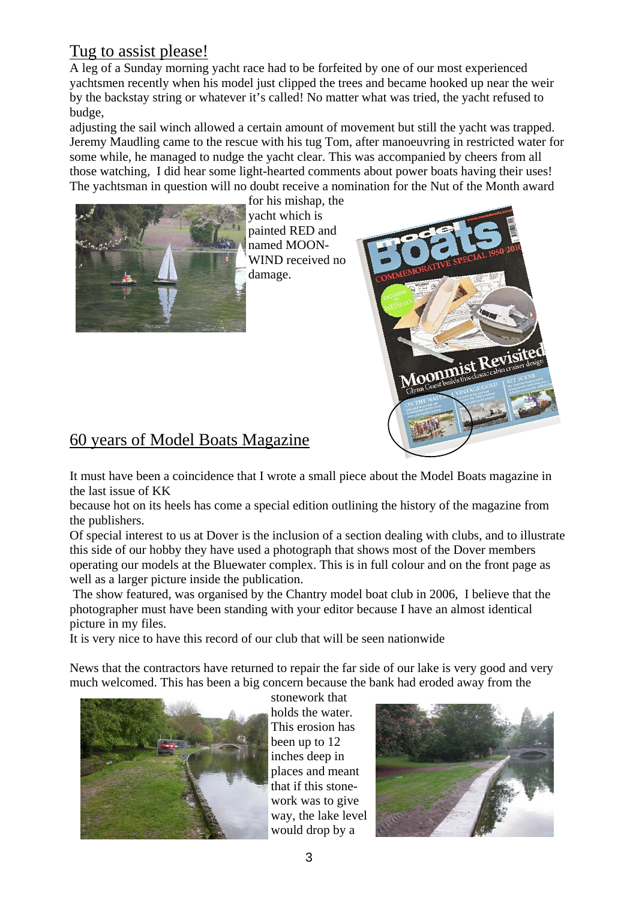## Tug to assist please!

A leg of a Sunday morning yacht race had to be forfeited by one of our most experienced yachtsmen recently when his model just clipped the trees and became hooked up near the weir by the backstay string or whatever it's called! No matter what was tried, the yacht refused to budge,

adjusting the sail winch allowed a certain amount of movement but still the yacht was trapped. Jeremy Maudling came to the rescue with his tug Tom, after manoeuvring in restricted water for some while, he managed to nudge the yacht clear. This was accompanied by cheers from all those watching, I did hear some light-hearted comments about power boats having their uses! The yachtsman in question will no doubt receive a nomination for the Nut of the Month award for his mishap, the yacht which is painted RED and named MOON-WIND received no damage.

## 60 years of Model Boats Magazine

It must have been a coincidence that I wrote a small piece about the Model Boats magazine in the last issue of KK

because hot on its heels has come a special edition outlining the history of the magazine from the publishers.

Of special interest to us at Dover is the inclusion of a section dealing with clubs, and to illustrate this side of our hobby they have used a photograph that shows most of the Dover members operating our models at the Bluewater complex. This is in full colour and on the front page as well as a larger picture inside the publication.

The show featured, was organised by the Chantry model boat club in 2006, I believe that the photographer must have been standing with your editor because I have an almost identical picture in my files.

It is very nice to have this record of our club that will be seen nationwide

News that the contractors have returned to repair the far side of our lake is very good and very much welcomed. This has been a big concern because the bank had eroded away from the stonework that holds the water. This erosion has been up to 12 inches deep in places and meant that if this stone-work was to give way, the lake level would drop by a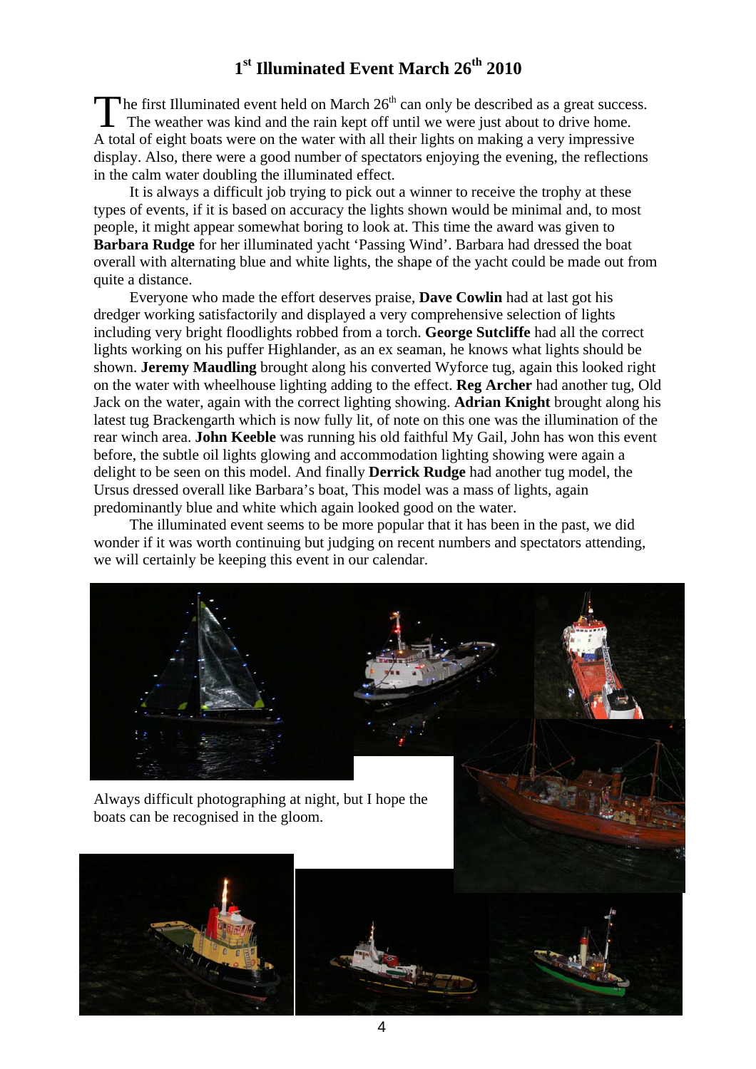# 1st Illuminated Event March 26th 2010

The first Illuminated event held on March 26th can only be described as a great success. The weather was kind and the rain kept off until we were just about to drive home. A total of eight boats were on the water with all their lights on making a very impressive display. Also, there were a good number of spectators enjoying the evening, the reflections in the calm water doubling the illuminated effect.

It is always a difficult job trying to pick out a winner to receive the trophy at these types of events, if it is based on accuracy the lights shown would be minimal and, to most people, it might appear somewhat boring to look at. This time the award was given to **Barbara Rudge** for her illuminated yacht 'Passing Wind'. Barbara had dressed the boat overall with alternating blue and white lights, the shape of the yacht could be made out from quite a distance.

Everyone who made the effort deserves praise, **Dave Cowlin** had at last got his dredger working satisfactorily and displayed a very comprehensive selection of lights including very bright floodlights robbed from a torch. **George Sutcliffe** had all the correct lights working on his puffer Highlander, as an ex seaman, he knows what lights should be shown. **Jeremy Maudling** brought along his converted Wyforce tug, again this looked right on the water with wheelhouse lighting adding to the effect. **Reg Archer** had another tug, Old Jack on the water, again with the correct lighting showing. **Adrian Knight** brought along his latest tug Brackengarth which is now fully lit, of note on this one was the illumination of the rear winch area. **John Keeble** was running his old faithful My Gail, John has won this event before, the subtle oil lights glowing and accommodation lighting showing were again a delight to be seen on this model. And finally **Derrick Rudge** had another tug model, the Ursus dressed overall like Barbara's boat, This model was a mass of lights, again predominantly blue and white which again looked good on the water.

The illuminated event seems to be more popular that it has been in the past, we did wonder if it was worth continuing but judging on recent numbers and spectators attending, we will certainly be keeping this event in our calendar.

Always difficult photographing at night, but I hope the boats can be recognised in the gloom.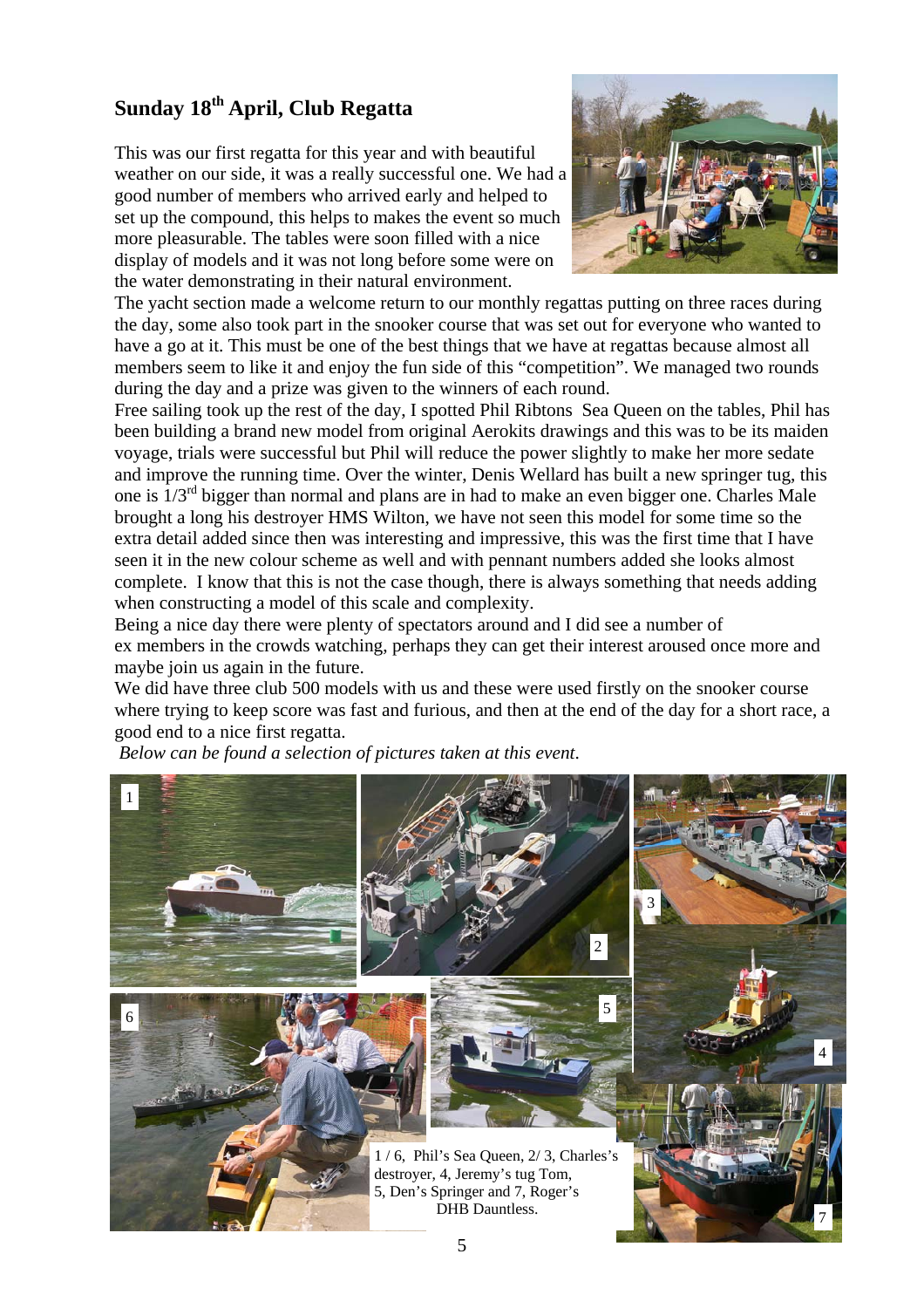## Sunday 18th April, Club Regatta

This was our first regatta for this year and with beautiful weather on our side, it was a really successful one. We had a good number of members who arrived early and helped to set up the compound, this helps to makes the event so much more pleasurable. The tables were soon filled with a nice display of models and it was not long before some were on the water demonstrating in their natural environment.

The yacht section made a welcome return to our monthly regattas putting on three races during the day, some also took part in the snooker course that was set out for everyone who wanted to have a go at it. This must be one of the best things that we have at regattas because almost all members seem to like it and enjoy the fun side of this "competition". We managed two rounds during the day and a prize was given to the winners of each round.

Free sailing took up the rest of the day, I spotted Phil Ribtons Sea Queen on the tables, Phil has been building a brand new model from original Aerokits drawings and this was to be its maiden voyage, trials were successful but Phil will reduce the power slightly to make her more sedate and improve the running time. Over the winter, Denis Wellard has built a new springer tug, this one is 1/3rd bigger than normal and plans are in had to make an even bigger one. Charles Male brought a long his destroyer HMS Wilton, we have not seen this model for some time so the extra detail added since then was interesting and impressive, this was the first time that I have seen it in the new colour scheme as well and with pennant numbers added she looks almost complete. I know that this is not the case though, there is always something that needs adding when constructing a model of this scale and complexity.

Being a nice day there were plenty of spectators around and I did see a number of ex members in the crowds watching, perhaps they can get their interest aroused once more and maybe join us again in the future.

We did have three club 500 models with us and these were used firstly on the snooker course where trying to keep score was fast and furious, and then at the end of the day for a short race, a good end to a nice first regatta.

*Below can be found a selection of pictures taken at this event.*

1 / 6, Phil's Sea Queen, 2/ 3, Charles's destroyer, 4, Jeremy's tug Tom, 5, Den's Springer and 7, Roger's DHB Dauntless.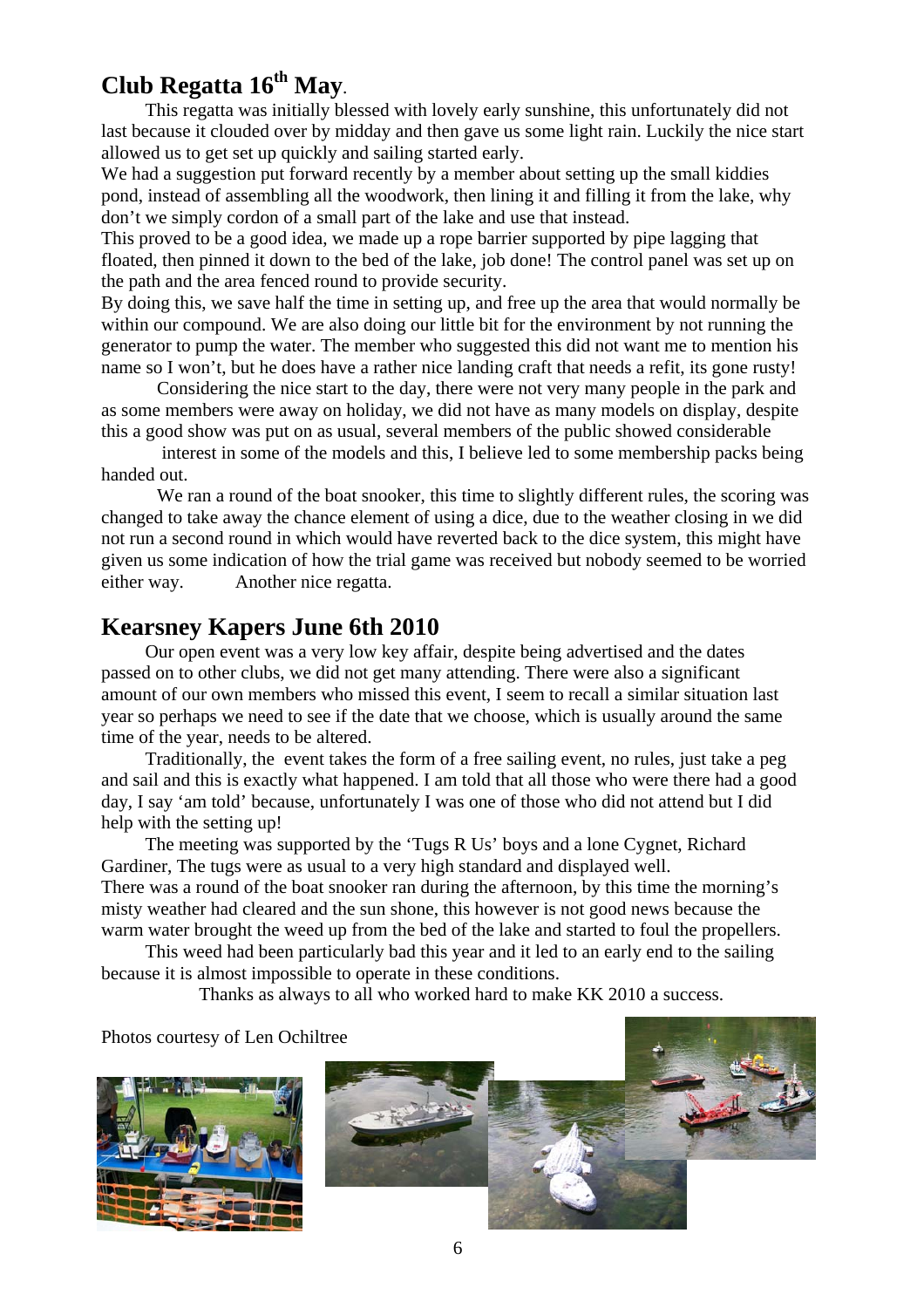## Club Regatta 16th May.

This regatta was initially blessed with lovely early sunshine, this unfortunately did not last because it clouded over by midday and then gave us some light rain. Luckily the nice start allowed us to get set up quickly and sailing started early.

We had a suggestion put forward recently by a member about setting up the small kiddies pond, instead of assembling all the woodwork, then lining it and filling it from the lake, why don't we simply cordon of a small part of the lake and use that instead.

This proved to be a good idea, we made up a rope barrier supported by pipe lagging that floated, then pinned it down to the bed of the lake, job done! The control panel was set up on the path and the area fenced round to provide security.

By doing this, we save half the time in setting up, and free up the area that would normally be within our compound. We are also doing our little bit for the environment by not running the generator to pump the water. The member who suggested this did not want me to mention his name so I won't, but he does have a rather nice landing craft that needs a refit, its gone rusty!

Considering the nice start to the day, there were not very many people in the park and as some members were away on holiday, we did not have as many models on display, despite this a good show was put on as usual, several members of the public showed considerable interest in some of the models and this, I believe led to some membership packs being handed out.

We ran a round of the boat snooker, this time to slightly different rules, the scoring was changed to take away the chance element of using a dice, due to the weather closing in we did not run a second round in which would have reverted back to the dice system, this might have given us some indication of how the trial game was received but nobody seemed to be worried either way. Another nice regatta.

## Kearsney Kapers June 6th 2010

Our open event was a very low key affair, despite being advertised and the dates passed on to other clubs, we did not get many attending. There were also a significant amount of our own members who missed this event, I seem to recall a similar situation last year so perhaps we need to see if the date that we choose, which is usually around the same time of the year, needs to be altered.

Traditionally, the event takes the form of a free sailing event, no rules, just take a peg and sail and this is exactly what happened. I am told that all those who were there had a good day, I say 'am told' because, unfortunately I was one of those who did not attend but I did help with the setting up!

The meeting was supported by the 'Tugs R Us' boys and a lone Cygnet, Richard Gardiner, The tugs were as usual to a very high standard and displayed well.

There was a round of the boat snooker ran during the afternoon, by this time the morning's misty weather had cleared and the sun shone, this however is not good news because the warm water brought the weed up from the bed of the lake and started to foul the propellers.

This weed had been particularly bad this year and it led to an early end to the sailing because it is almost impossible to operate in these conditions.

Thanks as always to all who worked hard to make KK 2010 a success.

Photos courtesy of Len Ochiltree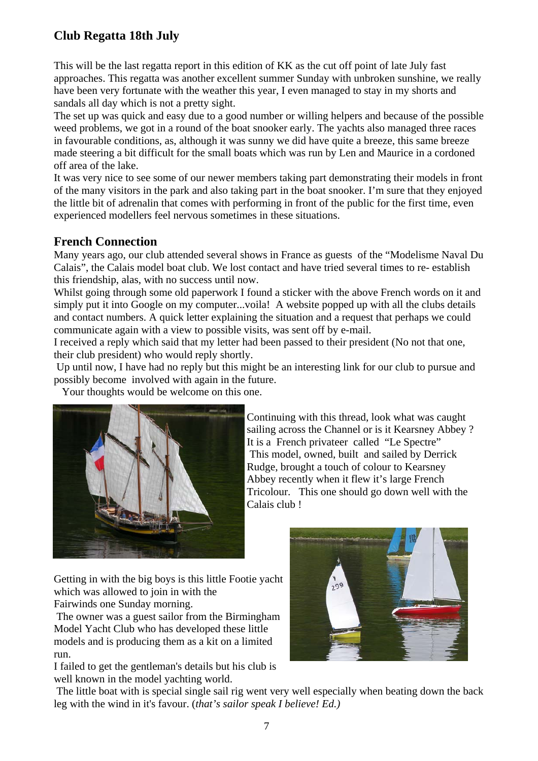## Club Regatta 18th July

This will be the last regatta report in this edition of KK as the cut off point of late July fast approaches. This regatta was another excellent summer Sunday with unbroken sunshine, we really have been very fortunate with the weather this year, I even managed to stay in my shorts and sandals all day which is not a pretty sight.

The set up was quick and easy due to a good number or willing helpers and because of the possible weed problems, we got in a round of the boat snooker early. The yachts also managed three races in favourable conditions, as, although it was sunny we did have quite a breeze, this same breeze made steering a bit difficult for the small boats which was run by Len and Maurice in a cordoned off area of the lake.

It was very nice to see some of our newer members taking part demonstrating their models in front of the many visitors in the park and also taking part in the boat snooker. I'm sure that they enjoyed the little bit of adrenalin that comes with performing in front of the public for the first time, even experienced modellers feel nervous sometimes in these situations.

## French Connection

Many years ago, our club attended several shows in France as guests of the "Modelisme Naval Du Calais", the Calais model boat club. We lost contact and have tried several times to re- establish this friendship, alas, with no success until now.

Whilst going through some old paperwork I found a sticker with the above French words on it and simply put it into Google on my computer...voila! A website popped up with all the clubs details and contact numbers. A quick letter explaining the situation and a request that perhaps we could communicate again with a view to possible visits, was sent off by e-mail.

I received a reply which said that my letter had been passed to their president (No not that one, their club president) who would reply shortly.

Up until now, I have had no reply but this might be an interesting link for our club to pursue and possibly become involved with again in the future.

Your thoughts would be welcome on this one.

Continuing with this thread, look what was caught sailing across the Channel or is it Kearsney Abbey ? It is a French privateer called "Le Spectre" This model, owned, built and sailed by Derrick Rudge, brought a touch of colour to Kearsney Abbey recently when it flew it's large French Tricolour. This one should go down well with the Calais club !

Getting in with the big boys is this little Footie yacht which was allowed to join in with the Fairwinds one Sunday morning.

The owner was a guest sailor from the Birmingham Model Yacht Club who has developed these little models and is producing them as a kit on a limited run.

I failed to get the gentleman's details but his club is well known in the model yachting world.

The little boat with is special single sail rig went very well especially when beating down the back leg with the wind in it's favour. (*that's sailor speak I believe! Ed.)*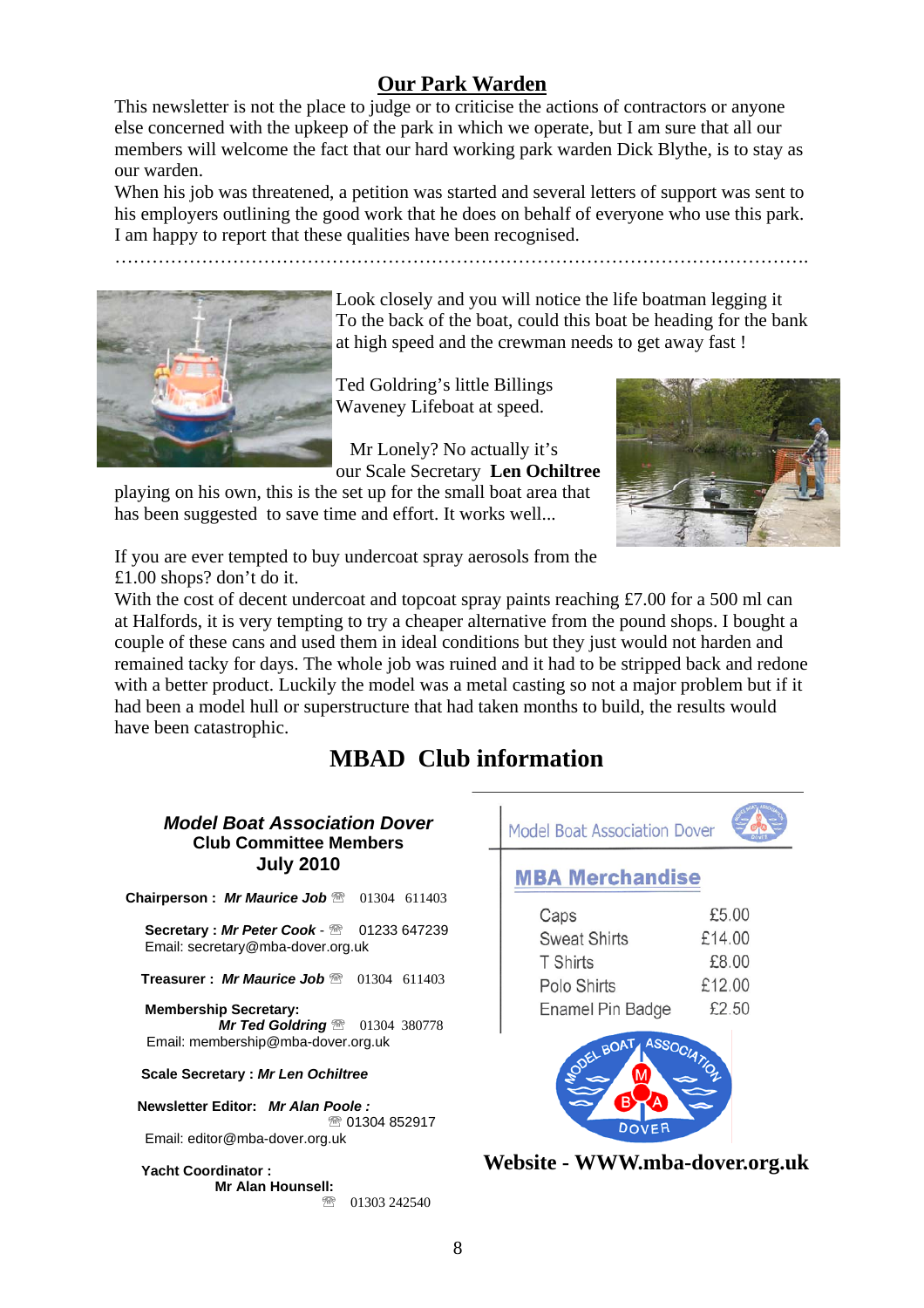## Our Park Warden

This newsletter is not the place to judge or to criticise the actions of contractors or anyone else concerned with the upkeep of the park in which we operate, but I am sure that all our members will welcome the fact that our hard working park warden Dick Blythe, is to stay as our warden.

When his job was threatened, a petition was started and several letters of support was sent to his employers outlining the good work that he does on behalf of everyone who use this park. I am happy to report that these qualities have been recognised.

……………………………………………………………………………………………….

Look closely and you will notice the life boatman legging it To the back of the boat, could this boat be heading for the bank at high speed and the crewman needs to get away fast !

Ted Goldring's little Billings Waveney Lifeboat at speed.

Mr Lonely? No actually it's our Scale Secretary **Len Ochiltree** playing on his own, this is the set up for the small boat area that has been suggested to save time and effort. It works well...

If you are ever tempted to buy undercoat spray aerosols from the £1.00 shops? don't do it.

With the cost of decent undercoat and topcoat spray paints reaching £7.00 for a 500 ml can at Halfords, it is very tempting to try a cheaper alternative from the pound shops. I bought a couple of these cans and used them in ideal conditions but they just would not harden and remained tacky for days. The whole job was ruined and it had to be stripped back and redone with a better product. Luckily the model was a metal casting so not a major problem but if it had been a model hull or superstructure that had taken months to build, the results would have been catastrophic.

# MBAD Club information

### *Model Boat Association Dover*
**Club Committee Members**
**July 2010**

**Chairperson :** ***Mr Maurice Job*** ☏ 01304 611403

**Secretary :** ***Mr Peter Cook*** - ☏ 01233 647239
Email: secretary@mba-dover.org.uk

**Treasurer :** ***Mr Maurice Job*** ☏ 01304 611403

**Membership Secretary:**
***Mr Ted Goldring*** ☏ 01304 380778
Email: membership@mba-dover.org.uk

**Scale Secretary :** ***Mr Len Ochiltree***

**Newsletter Editor:** ***Mr Alan Poole :***
☏ 01304 852917
Email: editor@mba-dover.org.uk

**Yacht Coordinator :**
**Mr Alan Hounsell:**
☏ 01303 242540

Model Boat Association Dover

**MBA Merchandise**

| | |
|---|---|
| Caps | £5.00 |
| Sweat Shirts | £14.00 |
| T Shirts | £8.00 |
| Polo Shirts | £12.00 |
| Enamel Pin Badge | £2.50 |

**Website - WWW.mba-dover.org.uk**